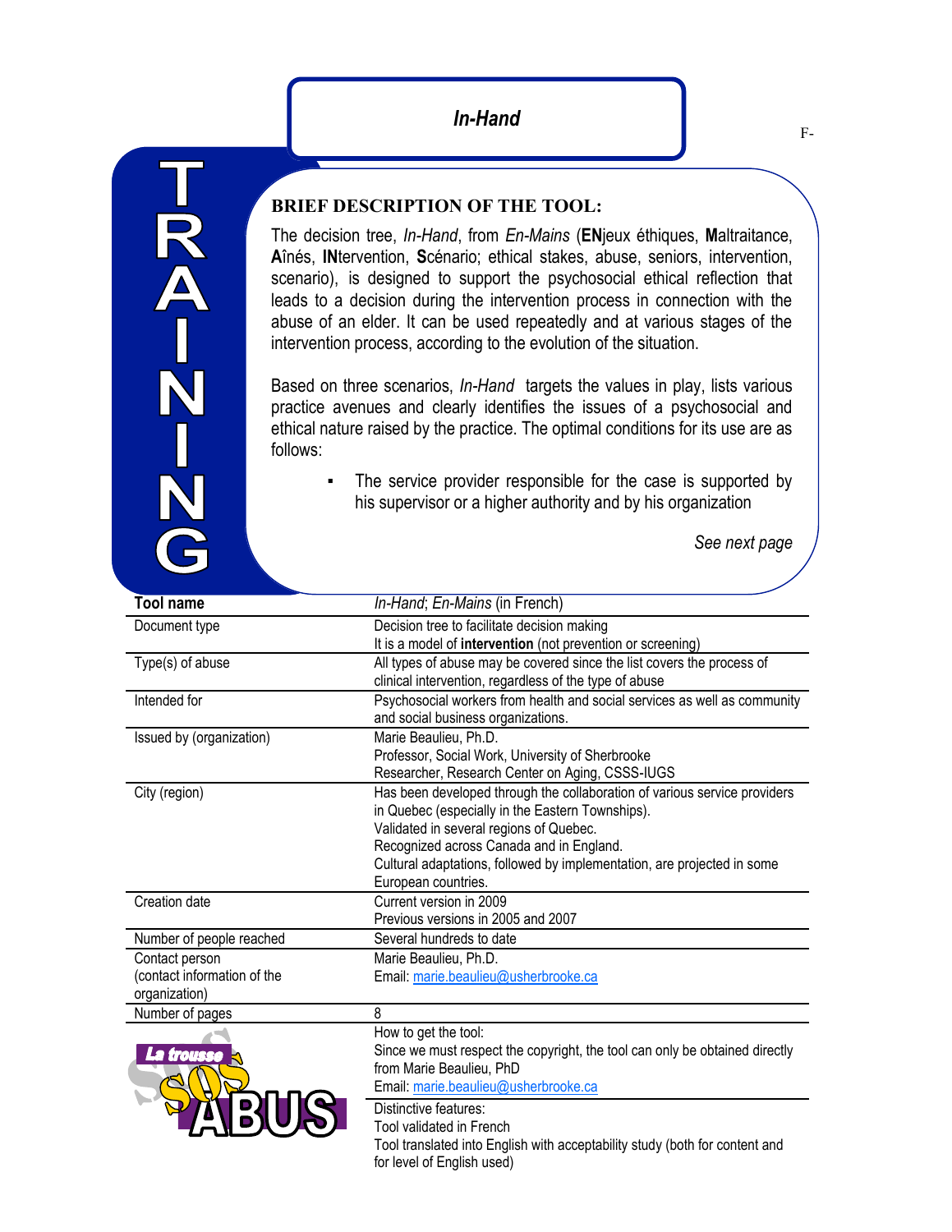# *In-Hand*

TRAINING

### BRIEF DESCRIPTION OF THE TOOL:

The decision tree, *In-Hand*, from *En-Mains* (**EN**jeux éthiques, **M**altraitance, **A**înés, **IN**tervention, **S**cénario; ethical stakes, abuse, seniors, intervention, scenario), is designed to support the psychosocial ethical reflection that leads to a decision during the intervention process in connection with the abuse of an elder. It can be used repeatedly and at various stages of the intervention process, according to the evolution of the situation.

Based on three scenarios, *In-Hand* targets the values in play, lists various practice avenues and clearly identifies the issues of a psychosocial and ethical nature raised by the practice. The optimal conditions for its use are as follows:

- The service provider responsible for the case is supported by his supervisor or a higher authority and by his organization

*See next page*

| **Tool name** | *In-Hand*; *En-Mains* (in French) |
|---|---|
| Document type | Decision tree to facilitate decision making<br>It is a model of **intervention** (not prevention or screening) |
| Type(s) of abuse | All types of abuse may be covered since the list covers the process of clinical intervention, regardless of the type of abuse |
| Intended for | Psychosocial workers from health and social services as well as community and social business organizations. |
| Issued by (organization) | Marie Beaulieu, Ph.D.<br>Professor, Social Work, University of Sherbrooke<br>Researcher, Research Center on Aging, CSSS-IUGS |
| City (region) | Has been developed through the collaboration of various service providers in Quebec (especially in the Eastern Townships).<br>Validated in several regions of Quebec.<br>Recognized across Canada and in England.<br>Cultural adaptations, followed by implementation, are projected in some European countries. |
| Creation date | Current version in 2009<br>Previous versions in 2005 and 2007 |
| Number of people reached | Several hundreds to date |
| Contact person (contact information of the organization) | Marie Beaulieu, Ph.D.<br>Email: marie.beaulieu@usherbrooke.ca |
| Number of pages | 8 |
| La trousse SOS ABUS | How to get the tool:<br>Since we must respect the copyright, the tool can only be obtained directly from Marie Beaulieu, PhD<br>Email: marie.beaulieu@usherbrooke.ca |
| | Distinctive features:<br>Tool validated in French<br>Tool translated into English with acceptability study (both for content and for level of English used) |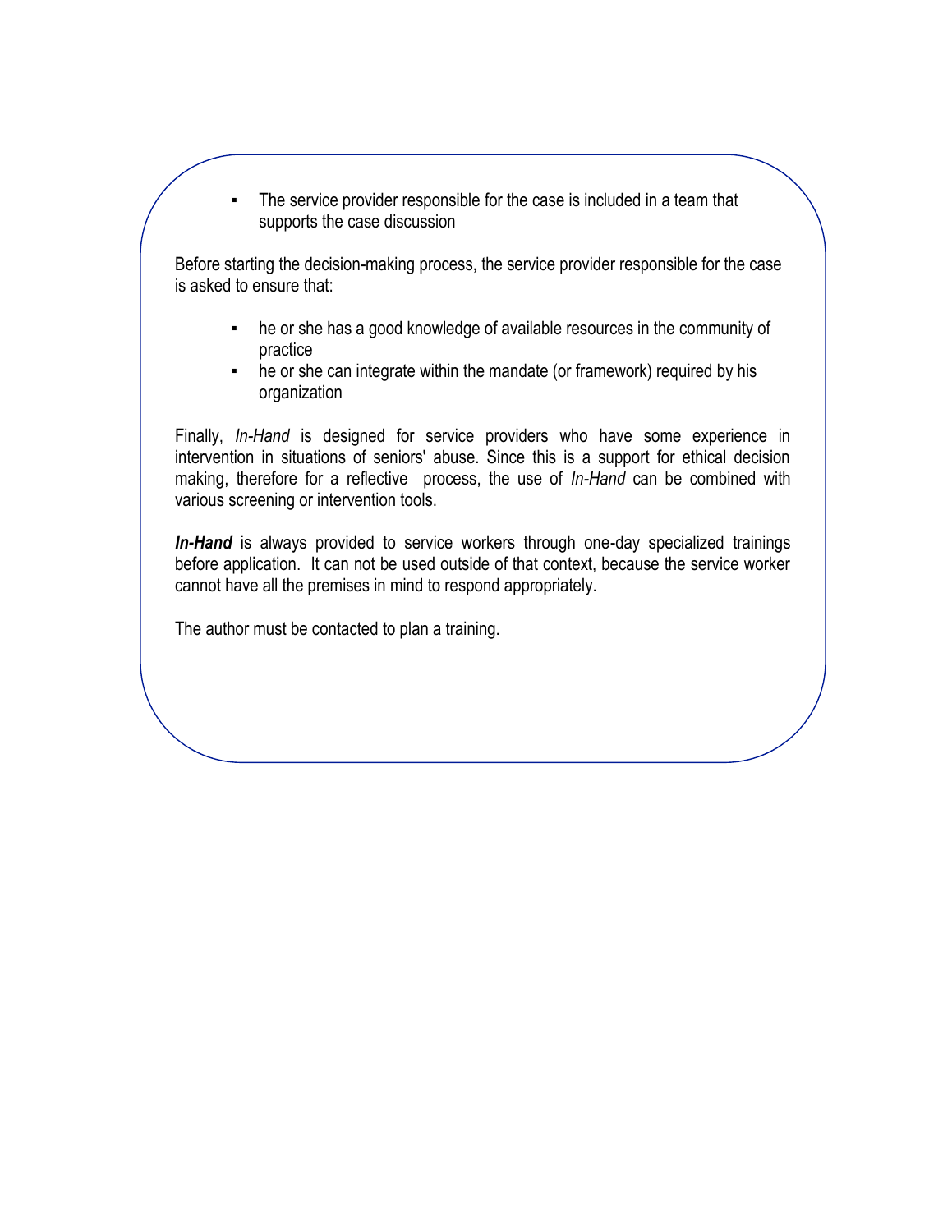- The service provider responsible for the case is included in a team that supports the case discussion

Before starting the decision-making process, the service provider responsible for the case is asked to ensure that:

- he or she has a good knowledge of available resources in the community of practice
- he or she can integrate within the mandate (or framework) required by his organization

Finally, *In-Hand* is designed for service providers who have some experience in intervention in situations of seniors' abuse. Since this is a support for ethical decision making, therefore for a reflective process, the use of *In-Hand* can be combined with various screening or intervention tools.

***In-Hand*** is always provided to service workers through one-day specialized trainings before application. It can not be used outside of that context, because the service worker cannot have all the premises in mind to respond appropriately.

The author must be contacted to plan a training.